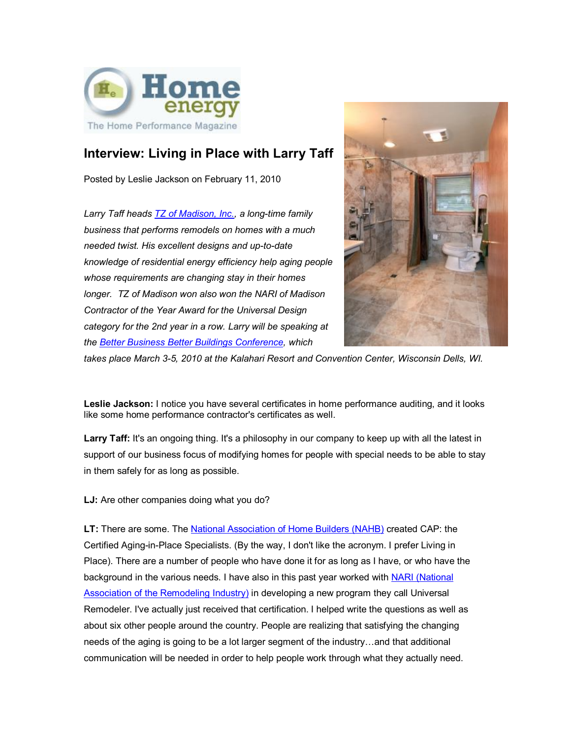Home energy
The Home Performance Magazine

# Interview: Living in Place with Larry Taff

Posted by Leslie Jackson on February 11, 2010

*Larry Taff heads [TZ of Madison, Inc.](), a long-time family business that performs remodels on homes with a much needed twist. His excellent designs and up-to-date knowledge of residential energy efficiency help aging people whose requirements are changing stay in their homes longer. TZ of Madison won also won the NARI of Madison Contractor of the Year Award for the Universal Design category for the 2nd year in a row. Larry will be speaking at the [Better Business Better Buildings Conference](), which takes place March 3-5, 2010 at the Kalahari Resort and Convention Center, Wisconsin Dells, WI.*

**Leslie Jackson:** I notice you have several certificates in home performance auditing, and it looks like some home performance contractor's certificates as well.

**Larry Taff:** It's an ongoing thing. It's a philosophy in our company to keep up with all the latest in support of our business focus of modifying homes for people with special needs to be able to stay in them safely for as long as possible.

**LJ:** Are other companies doing what you do?

**LT:** There are some. The [National Association of Home Builders (NAHB)]() created CAP: the Certified Aging-in-Place Specialists. (By the way, I don't like the acronym. I prefer Living in Place). There are a number of people who have done it for as long as I have, or who have the background in the various needs. I have also in this past year worked with [NARI (National Association of the Remodeling Industry)]() in developing a new program they call Universal Remodeler. I've actually just received that certification. I helped write the questions as well as about six other people around the country. People are realizing that satisfying the changing needs of the aging is going to be a lot larger segment of the industry…and that additional communication will be needed in order to help people work through what they actually need.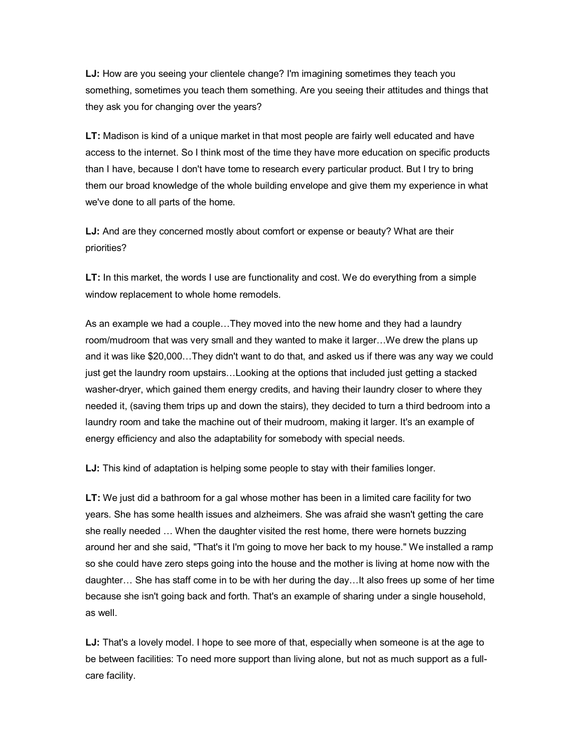**LJ:** How are you seeing your clientele change? I'm imagining sometimes they teach you something, sometimes you teach them something. Are you seeing their attitudes and things that they ask you for changing over the years?

**LT:** Madison is kind of a unique market in that most people are fairly well educated and have access to the internet. So I think most of the time they have more education on specific products than I have, because I don't have tome to research every particular product. But I try to bring them our broad knowledge of the whole building envelope and give them my experience in what we've done to all parts of the home.

**LJ:** And are they concerned mostly about comfort or expense or beauty? What are their priorities?

**LT:** In this market, the words I use are functionality and cost. We do everything from a simple window replacement to whole home remodels.

As an example we had a couple…They moved into the new home and they had a laundry room/mudroom that was very small and they wanted to make it larger…We drew the plans up and it was like $20,000…They didn't want to do that, and asked us if there was any way we could just get the laundry room upstairs…Looking at the options that included just getting a stacked washer-dryer, which gained them energy credits, and having their laundry closer to where they needed it, (saving them trips up and down the stairs), they decided to turn a third bedroom into a laundry room and take the machine out of their mudroom, making it larger. It's an example of energy efficiency and also the adaptability for somebody with special needs.

**LJ:** This kind of adaptation is helping some people to stay with their families longer.

**LT:** We just did a bathroom for a gal whose mother has been in a limited care facility for two years. She has some health issues and alzheimers. She was afraid she wasn't getting the care she really needed … When the daughter visited the rest home, there were hornets buzzing around her and she said, "That's it I'm going to move her back to my house." We installed a ramp so she could have zero steps going into the house and the mother is living at home now with the daughter… She has staff come in to be with her during the day…It also frees up some of her time because she isn't going back and forth. That's an example of sharing under a single household, as well.

**LJ:** That's a lovely model. I hope to see more of that, especially when someone is at the age to be between facilities: To need more support than living alone, but not as much support as a full-care facility.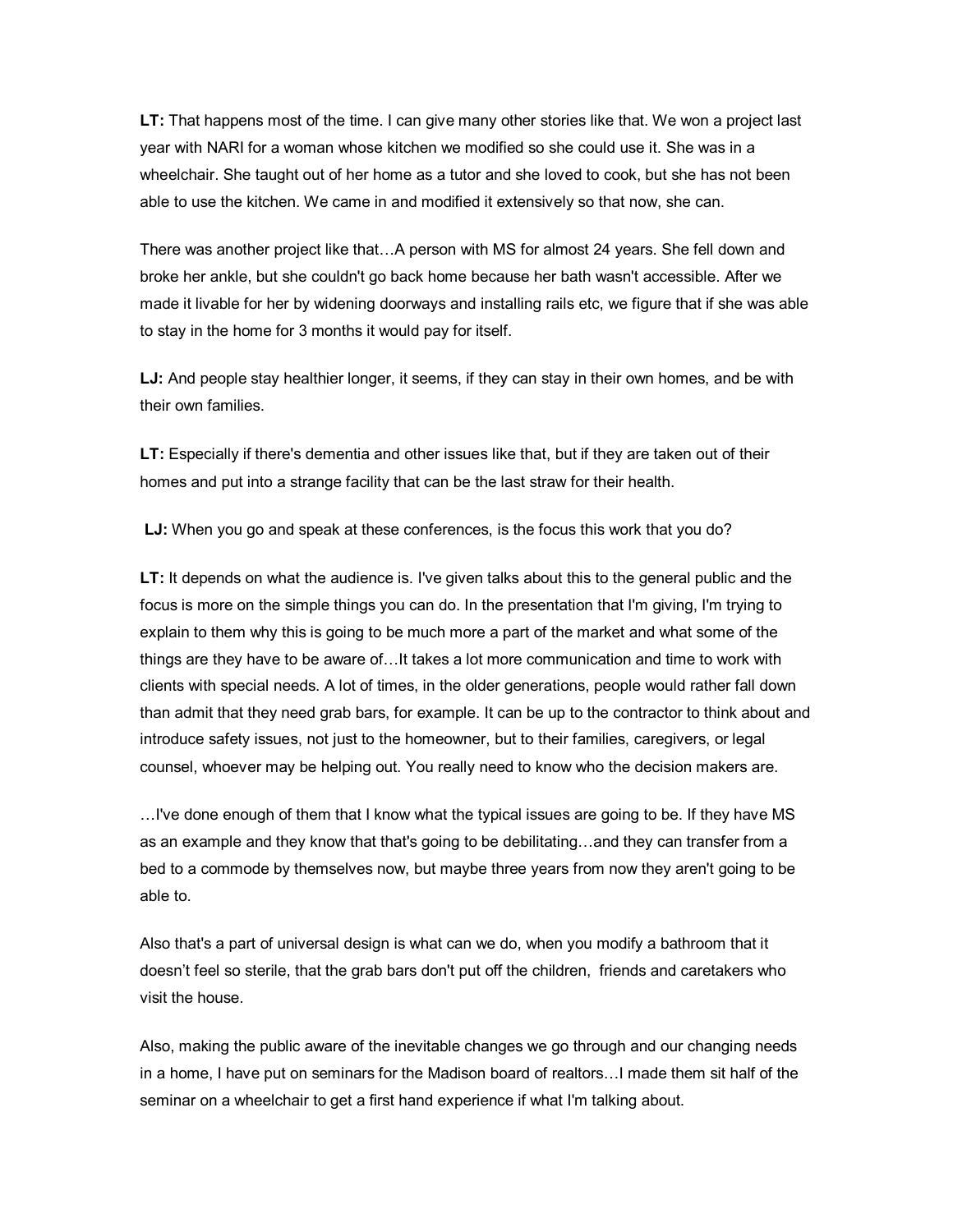**LT:** That happens most of the time. I can give many other stories like that. We won a project last year with NARI for a woman whose kitchen we modified so she could use it. She was in a wheelchair. She taught out of her home as a tutor and she loved to cook, but she has not been able to use the kitchen. We came in and modified it extensively so that now, she can.

There was another project like that…A person with MS for almost 24 years. She fell down and broke her ankle, but she couldn't go back home because her bath wasn't accessible. After we made it livable for her by widening doorways and installing rails etc, we figure that if she was able to stay in the home for 3 months it would pay for itself.

**LJ:** And people stay healthier longer, it seems, if they can stay in their own homes, and be with their own families.

**LT:** Especially if there's dementia and other issues like that, but if they are taken out of their homes and put into a strange facility that can be the last straw for their health.

**LJ:** When you go and speak at these conferences, is the focus this work that you do?

**LT:** It depends on what the audience is. I've given talks about this to the general public and the focus is more on the simple things you can do. In the presentation that I'm giving, I'm trying to explain to them why this is going to be much more a part of the market and what some of the things are they have to be aware of…It takes a lot more communication and time to work with clients with special needs. A lot of times, in the older generations, people would rather fall down than admit that they need grab bars, for example. It can be up to the contractor to think about and introduce safety issues, not just to the homeowner, but to their families, caregivers, or legal counsel, whoever may be helping out. You really need to know who the decision makers are.

…I've done enough of them that I know what the typical issues are going to be. If they have MS as an example and they know that that's going to be debilitating…and they can transfer from a bed to a commode by themselves now, but maybe three years from now they aren't going to be able to.

Also that's a part of universal design is what can we do, when you modify a bathroom that it doesn't feel so sterile, that the grab bars don't put off the children, friends and caretakers who visit the house.

Also, making the public aware of the inevitable changes we go through and our changing needs in a home, I have put on seminars for the Madison board of realtors…I made them sit half of the seminar on a wheelchair to get a first hand experience if what I'm talking about.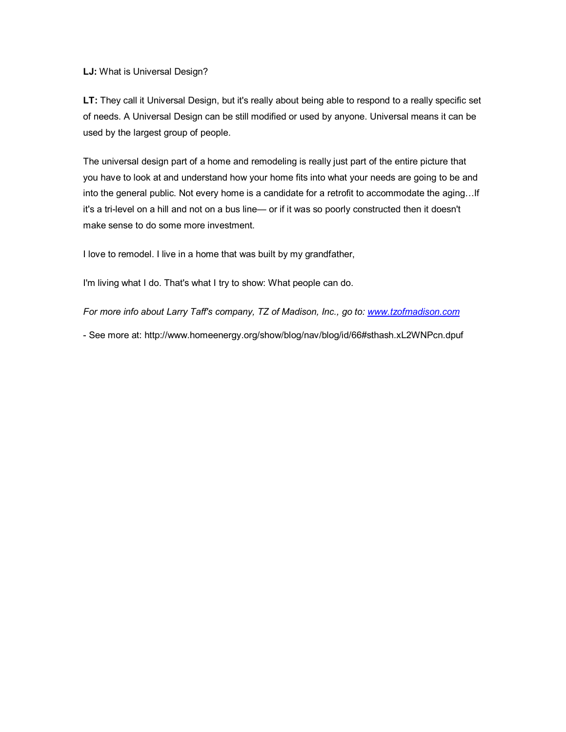**LJ:** What is Universal Design?

**LT:** They call it Universal Design, but it's really about being able to respond to a really specific set of needs. A Universal Design can be still modified or used by anyone. Universal means it can be used by the largest group of people.

The universal design part of a home and remodeling is really just part of the entire picture that you have to look at and understand how your home fits into what your needs are going to be and into the general public. Not every home is a candidate for a retrofit to accommodate the aging…If it's a tri-level on a hill and not on a bus line— or if it was so poorly constructed then it doesn't make sense to do some more investment.

I love to remodel. I live in a home that was built by my grandfather,

I'm living what I do. That's what I try to show: What people can do.

*For more info about Larry Taff's company, TZ of Madison, Inc., go to: [www.tzofmadison.com](http://www.tzofmadison.com)*

- See more at: http://www.homeenergy.org/show/blog/nav/blog/id/66#sthash.xL2WNPcn.dpuf